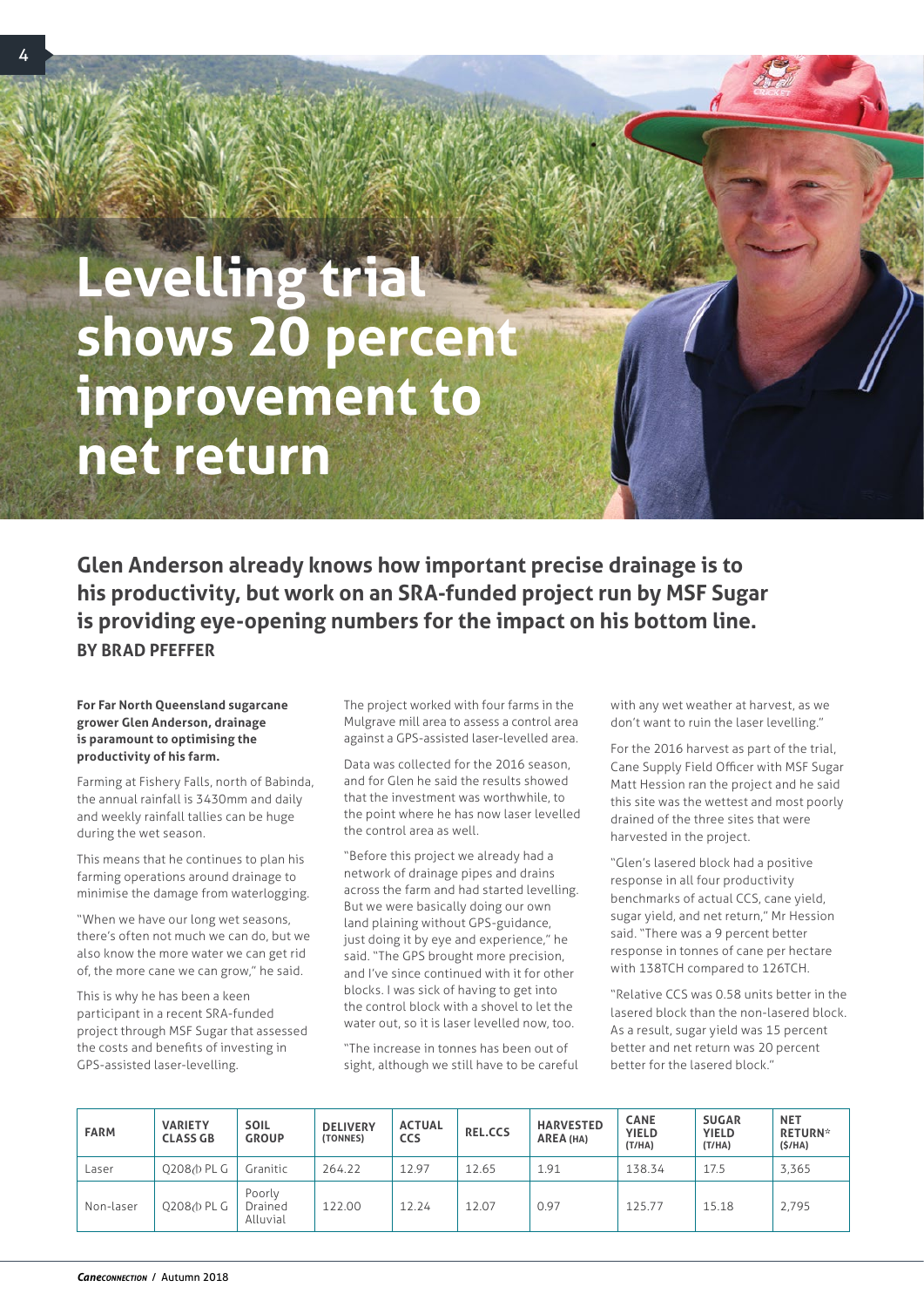# Levelling trial shows 20 percent improvement to net return

**Glen Anderson already knows how important precise drainage is to his productivity, but work on an SRA-funded project run by MSF Sugar is providing eye-opening numbers for the impact on his bottom line.**

**BY BRAD PFEFFER**

**For Far North Queensland sugarcane grower Glen Anderson, drainage is paramount to optimising the productivity of his farm.**

Farming at Fishery Falls, north of Babinda, the annual rainfall is 3430mm and daily and weekly rainfall tallies can be huge during the wet season.

This means that he continues to plan his farming operations around drainage to minimise the damage from waterlogging.

"When we have our long wet seasons, there's often not much we can do, but we also know the more water we can get rid of, the more cane we can grow," he said.

This is why he has been a keen participant in a recent SRA-funded project through MSF Sugar that assessed the costs and benefits of investing in GPS-assisted laser-levelling.

The project worked with four farms in the Mulgrave mill area to assess a control area against a GPS-assisted laser-levelled area.

Data was collected for the 2016 season, and for Glen he said the results showed that the investment was worthwhile, to the point where he has now laser levelled the control area as well.

"Before this project we already had a network of drainage pipes and drains across the farm and had started levelling. But we were basically doing our own land plaining without GPS-guidance, just doing it by eye and experience," he said. "The GPS brought more precision, and I've since continued with it for other blocks. I was sick of having to get into the control block with a shovel to let the water out, so it is laser levelled now, too.

"The increase in tonnes has been out of sight, although we still have to be careful with any wet weather at harvest, as we don't want to ruin the laser levelling."

For the 2016 harvest as part of the trial, Cane Supply Field Officer with MSF Sugar Matt Hession ran the project and he said this site was the wettest and most poorly drained of the three sites that were harvested in the project.

"Glen's lasered block had a positive response in all four productivity benchmarks of actual CCS, cane yield, sugar yield, and net return," Mr Hession said. "There was a 9 percent better response in tonnes of cane per hectare with 138TCH compared to 126TCH.

"Relative CCS was 0.58 units better in the lasered block than the non-lasered block. As a result, sugar yield was 15 percent better and net return was 20 percent better for the lasered block."

| FARM | VARIETY CLASS GB | SOIL GROUP | DELIVERY (TONNES) | ACTUAL CCS | REL.CCS | HARVESTED AREA (HA) | CANE YIELD (T/HA) | SUGAR YIELD (T/HA) | NET RETURN* ($/HA) |
|---|---|---|---|---|---|---|---|---|---|
| Laser | Q208⚶ PL G | Granitic | 264.22 | 12.97 | 12.65 | 1.91 | 138.34 | 17.5 | 3,365 |
| Non-laser | Q208⚶ PL G | Poorly Drained Alluvial | 122.00 | 12.24 | 12.07 | 0.97 | 125.77 | 15.18 | 2,795 |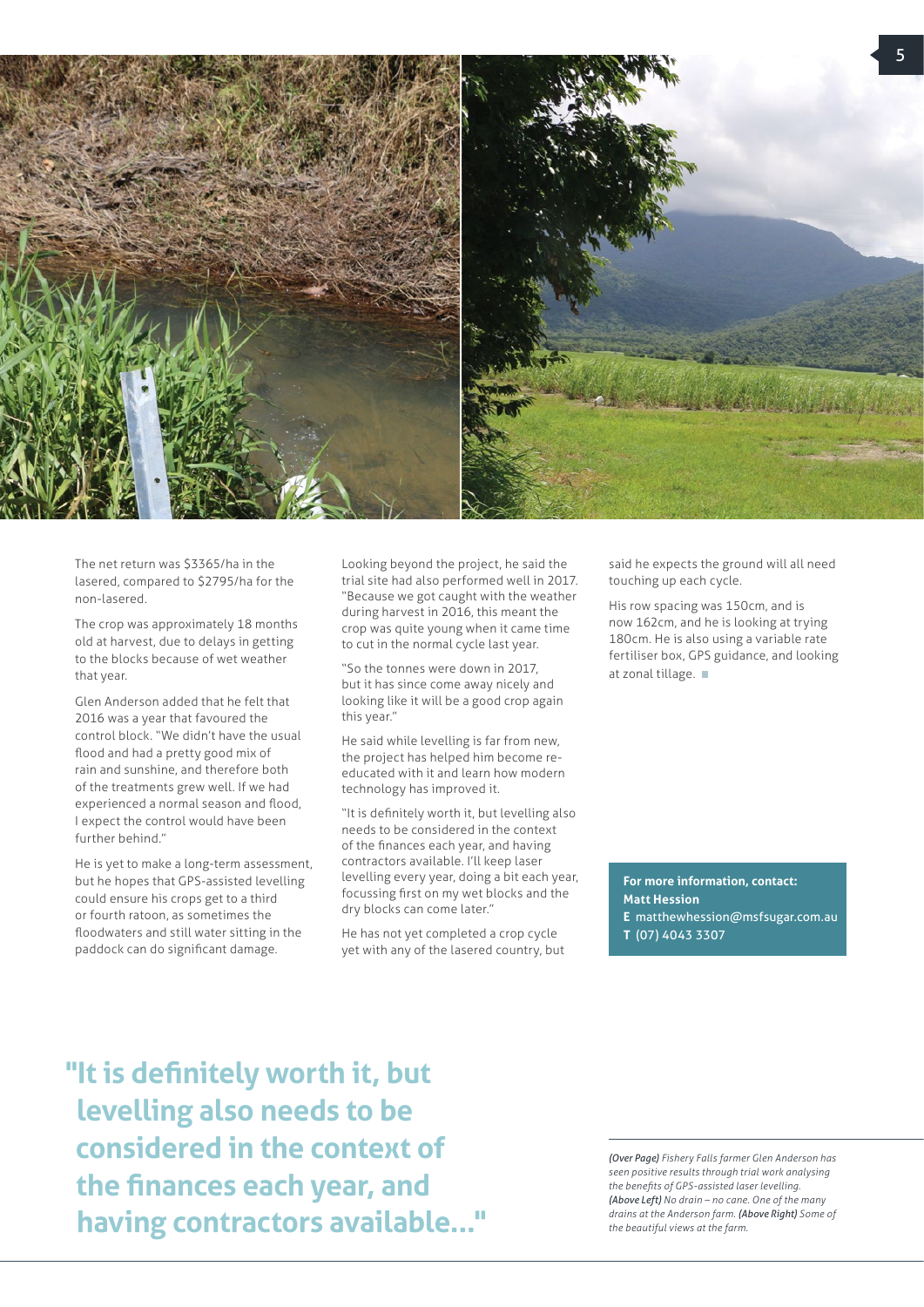The net return was $3365/ha in the lasered, compared to $2795/ha for the non-lasered.

The crop was approximately 18 months old at harvest, due to delays in getting to the blocks because of wet weather that year.

Glen Anderson added that he felt that 2016 was a year that favoured the control block. "We didn't have the usual flood and had a pretty good mix of rain and sunshine, and therefore both of the treatments grew well. If we had experienced a normal season and flood, I expect the control would have been further behind."

He is yet to make a long-term assessment, but he hopes that GPS-assisted levelling could ensure his crops get to a third or fourth ratoon, as sometimes the floodwaters and still water sitting in the paddock can do significant damage.

Looking beyond the project, he said the trial site had also performed well in 2017. "Because we got caught with the weather during harvest in 2016, this meant the crop was quite young when it came time to cut in the normal cycle last year.

"So the tonnes were down in 2017, but it has since come away nicely and looking like it will be a good crop again this year."

He said while levelling is far from new, the project has helped him become re-educated with it and learn how modern technology has improved it.

"It is definitely worth it, but levelling also needs to be considered in the context of the finances each year, and having contractors available. I'll keep laser levelling every year, doing a bit each year, focussing first on my wet blocks and the dry blocks can come later."

He has not yet completed a crop cycle yet with any of the lasered country, but said he expects the ground will all need touching up each cycle.

His row spacing was 150cm, and is now 162cm, and he is looking at trying 180cm. He is also using a variable rate fertiliser box, GPS guidance, and looking at zonal tillage.

**For more information, contact:**
**Matt Hession**
**E** matthewhession@msfsugar.com.au
**T** (07) 4043 3307

## "It is definitely worth it, but levelling also needs to be considered in the context of the finances each year, and having contractors available..."

***(Over Page)*** *Fishery Falls farmer Glen Anderson has seen positive results through trial work analysing the benefits of GPS-assisted laser levelling.* ***(Above Left)*** *No drain – no cane. One of the many drains at the Anderson farm.* ***(Above Right)*** *Some of the beautiful views at the farm.*